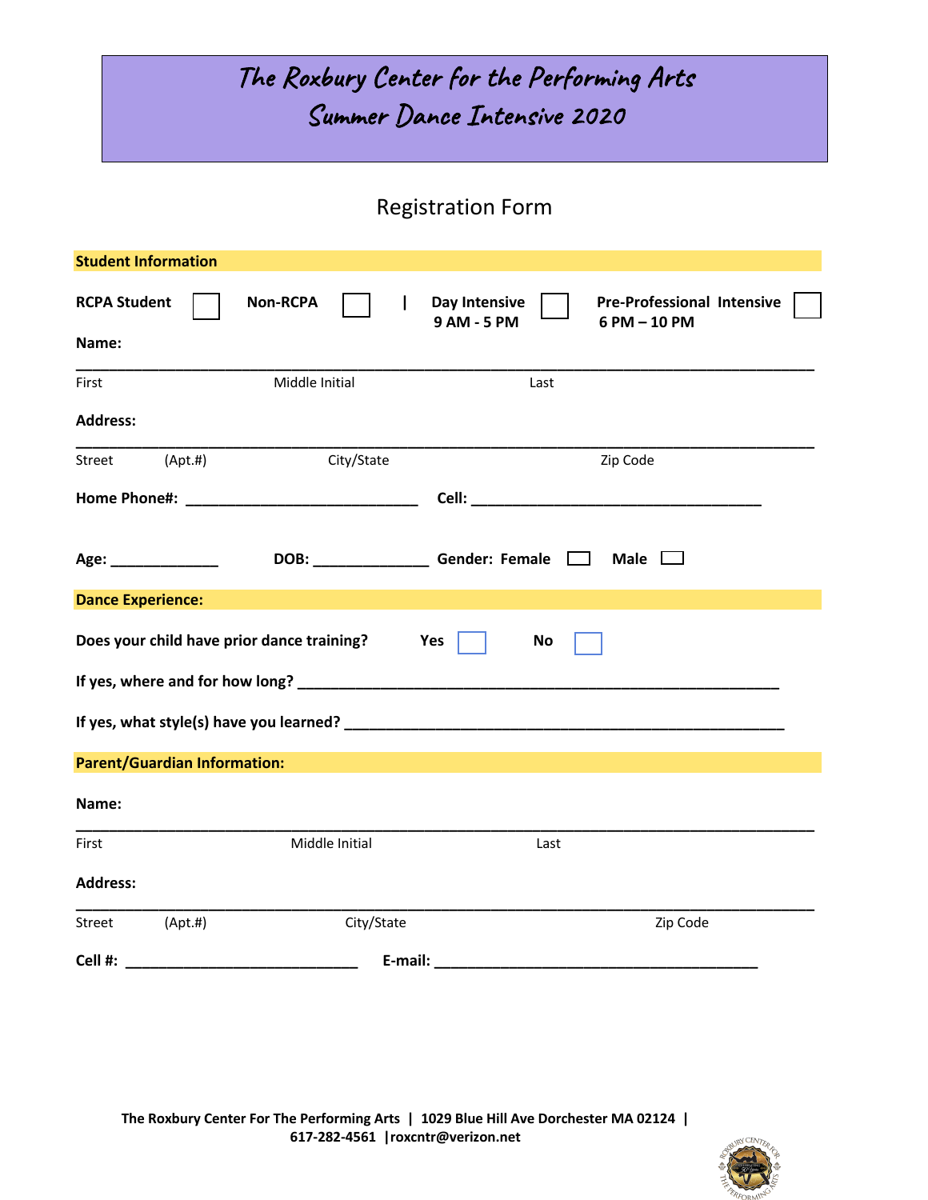# The Roxbury Center for the Performing Arts
# Summer Dance Intensive 2020

## Registration Form

**Student Information**

**RCPA Student** ☐ **Non-RCPA** ☐ | **Day Intensive 9 AM - 5 PM** ☐ **Pre-Professional Intensive 6 PM – 10 PM** ☐

**Name:**

______________________________________________________________________________

First Middle Initial Last

**Address:**

______________________________________________________________________________

Street (Apt.#) City/State Zip Code

**Home Phone#:** ______________________________ **Cell:** _____________________________________

**Age:** ______________ **DOB:** ______________ **Gender: Female** ☐ **Male** ☐

**Dance Experience:**

**Does your child have prior dance training?** **Yes** ☐ **No** ☐

**If yes, where and for how long?** ______________________________________________________________

**If yes, what style(s) have you learned?** ________________________________________________________

**Parent/Guardian Information:**

**Name:**

______________________________________________________________________________

First Middle Initial Last

**Address:**

______________________________________________________________________________

Street (Apt.#) City/State Zip Code

**Cell #:** ______________________________ **E-mail:** __________________________________________

**The Roxbury Center For The Performing Arts | 1029 Blue Hill Ave Dorchester MA 02124 | 617-282-4561 |roxcntr@verizon.net**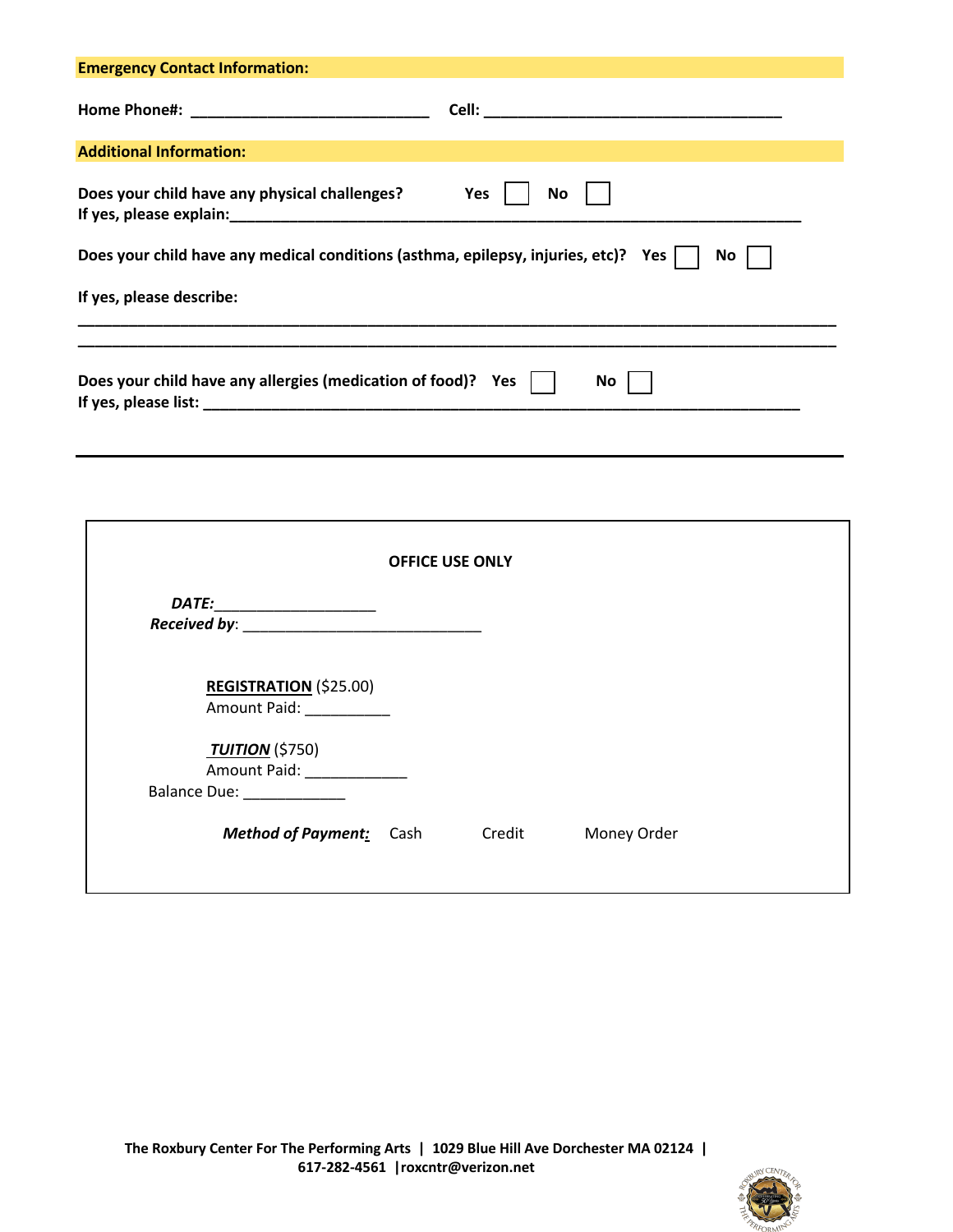**Emergency Contact Information:**

**Home Phone#:** ____________________________ **Cell:** ___________________________________

**Additional Information:**

**Does your child have any physical challenges?** **Yes** ☐ **No** ☐
**If yes, please explain:**______________________________________________________________________

**Does your child have any medical conditions (asthma, epilepsy, injuries, etc)?** **Yes** ☐ **No** ☐

**If yes, please describe:**

_________________________________________________________________________________________
_________________________________________________________________________________________

**Does your child have any allergies (medication of food)?** **Yes** ☐ **No** ☐
**If yes, please list:** ______________________________________________________________________

---

**OFFICE USE ONLY**

***DATE:***___________________
***Received by***: ____________________________

**REGISTRATION** ($25.00)
Amount Paid: __________

***TUITION*** ($750)
Amount Paid: ____________
Balance Due: ____________

***Method of Payment:*** Cash Credit Money Order

**The Roxbury Center For The Performing Arts | 1029 Blue Hill Ave Dorchester MA 02124 | 617-282-4561 |roxcntr@verizon.net**